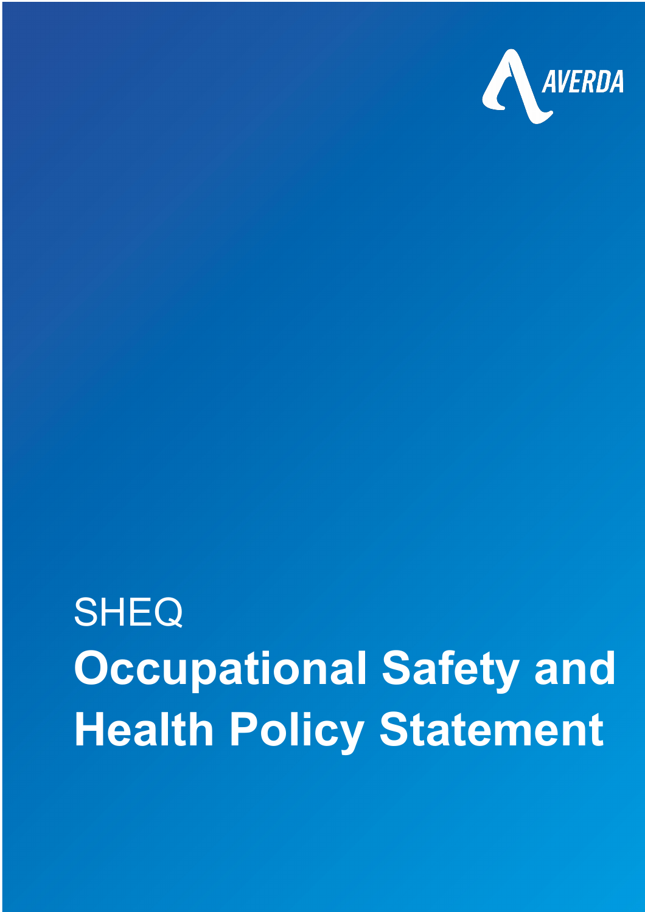AVERDA

SHEQ

# Occupational Safety and Health Policy Statement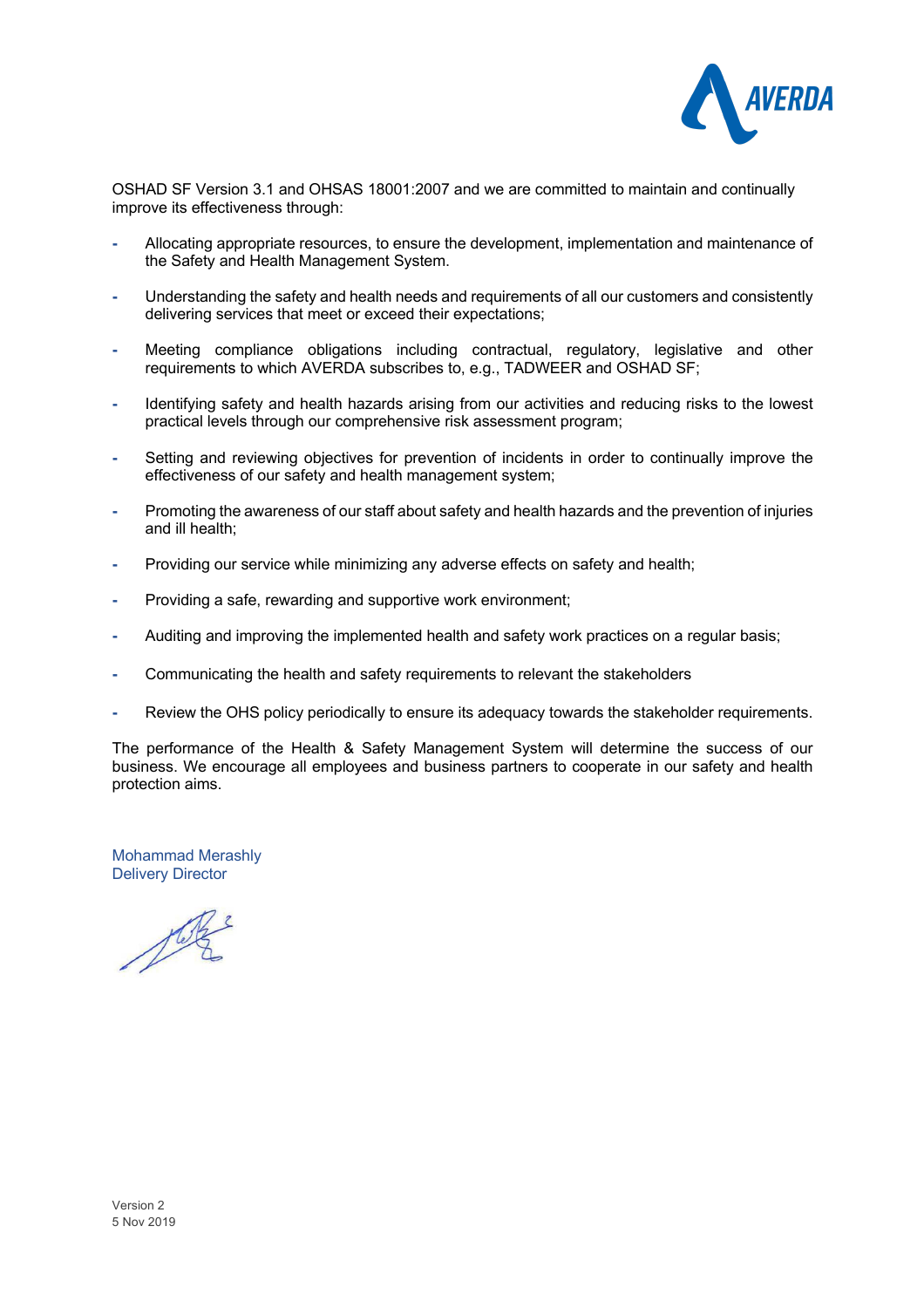OSHAD SF Version 3.1 and OHSAS 18001:2007 and we are committed to maintain and continually improve its effectiveness through:

- Allocating appropriate resources, to ensure the development, implementation and maintenance of the Safety and Health Management System.
- Understanding the safety and health needs and requirements of all our customers and consistently delivering services that meet or exceed their expectations;
- Meeting compliance obligations including contractual, regulatory, legislative and other requirements to which AVERDA subscribes to, e.g., TADWEER and OSHAD SF;
- Identifying safety and health hazards arising from our activities and reducing risks to the lowest practical levels through our comprehensive risk assessment program;
- Setting and reviewing objectives for prevention of incidents in order to continually improve the effectiveness of our safety and health management system;
- Promoting the awareness of our staff about safety and health hazards and the prevention of injuries and ill health;
- Providing our service while minimizing any adverse effects on safety and health;
- Providing a safe, rewarding and supportive work environment;
- Auditing and improving the implemented health and safety work practices on a regular basis;
- Communicating the health and safety requirements to relevant the stakeholders
- Review the OHS policy periodically to ensure its adequacy towards the stakeholder requirements.

The performance of the Health & Safety Management System will determine the success of our business. We encourage all employees and business partners to cooperate in our safety and health protection aims.

Mohammad Merashly
Delivery Director

Version 2
5 Nov 2019